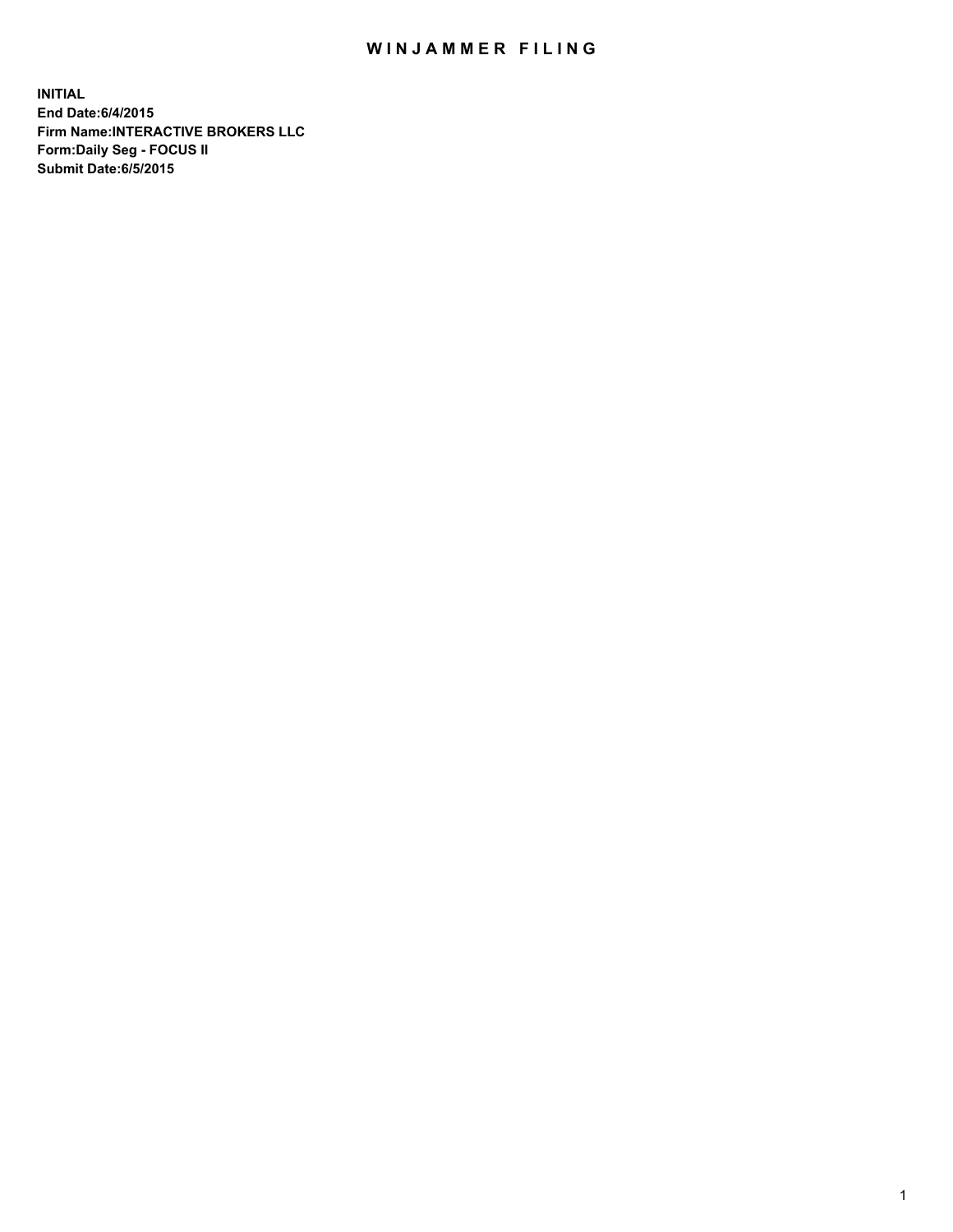# WINJAMMER FILING

**INITIAL**
**End Date:6/4/2015**
**Firm Name:INTERACTIVE BROKERS LLC**
**Form:Daily Seg - FOCUS II**
**Submit Date:6/5/2015**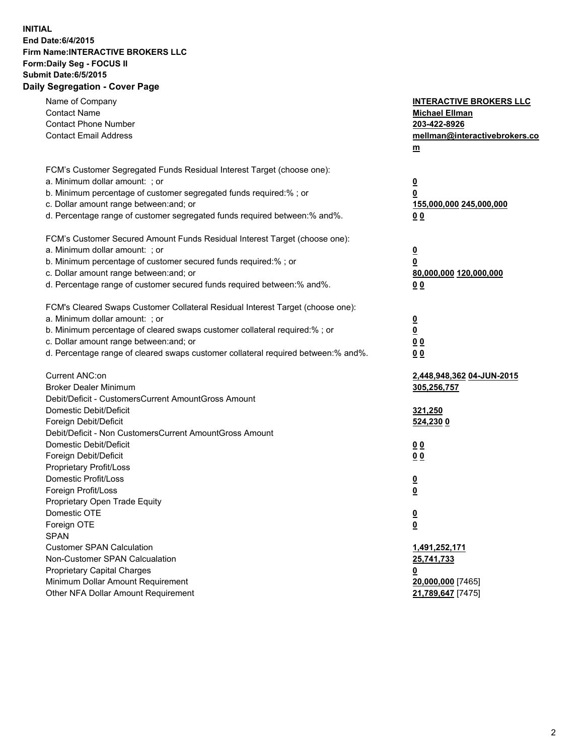**INITIAL**
**End Date:6/4/2015**
**Firm Name:INTERACTIVE BROKERS LLC**
**Form:Daily Seg - FOCUS II**
**Submit Date:6/5/2015**

## Daily Segregation - Cover Page

| | |
|---|---|
| Name of Company | **INTERACTIVE BROKERS LLC** |
| Contact Name | **Michael Ellman** |
| Contact Phone Number | **203-422-8926** |
| Contact Email Address | **mellman@interactivebrokers.com** |
| | |
| FCM's Customer Segregated Funds Residual Interest Target (choose one): | |
| a. Minimum dollar amount: ; or | **0** |
| b. Minimum percentage of customer segregated funds required:% ; or | **0** |
| c. Dollar amount range between:and; or | **155,000,000 245,000,000** |
| d. Percentage range of customer segregated funds required between:% and%. | **0 0** |
| | |
| FCM's Customer Secured Amount Funds Residual Interest Target (choose one): | |
| a. Minimum dollar amount: ; or | **0** |
| b. Minimum percentage of customer secured funds required:% ; or | **0** |
| c. Dollar amount range between:and; or | **80,000,000 120,000,000** |
| d. Percentage range of customer secured funds required between:% and%. | **0 0** |
| | |
| FCM's Cleared Swaps Customer Collateral Residual Interest Target (choose one): | |
| a. Minimum dollar amount: ; or | **0** |
| b. Minimum percentage of cleared swaps customer collateral required:% ; or | **0** |
| c. Dollar amount range between:and; or | **0 0** |
| d. Percentage range of cleared swaps customer collateral required between:% and%. | **0 0** |
| | |
| Current ANC:on | **2,448,948,362 04-JUN-2015** |
| Broker Dealer Minimum | **305,256,757** |
| Debit/Deficit - CustomersCurrent AmountGross Amount | |
| Domestic Debit/Deficit | **321,250** |
| Foreign Debit/Deficit | **524,230 0** |
| Debit/Deficit - Non CustomersCurrent AmountGross Amount | |
| Domestic Debit/Deficit | **0 0** |
| Foreign Debit/Deficit | **0 0** |
| Proprietary Profit/Loss | |
| Domestic Profit/Loss | **0** |
| Foreign Profit/Loss | **0** |
| Proprietary Open Trade Equity | |
| Domestic OTE | **0** |
| Foreign OTE | **0** |
| SPAN | |
| Customer SPAN Calculation | **1,491,252,171** |
| Non-Customer SPAN Calcualation | **25,741,733** |
| Proprietary Capital Charges | **0** |
| Minimum Dollar Amount Requirement | **20,000,000** [7465] |
| Other NFA Dollar Amount Requirement | **21,789,647** [7475] |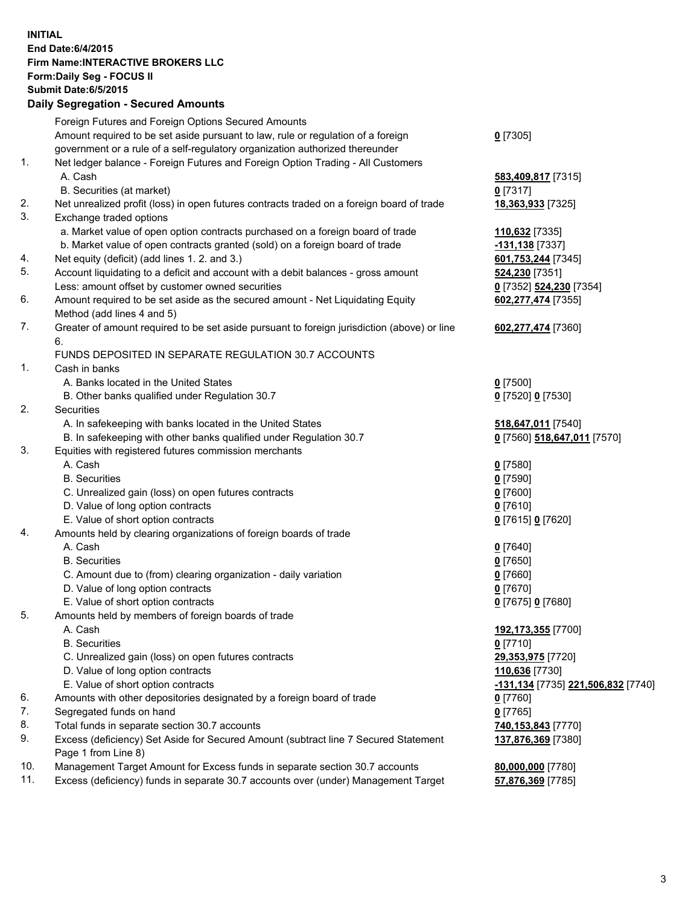**INITIAL**
**End Date:6/4/2015**
**Firm Name:INTERACTIVE BROKERS LLC**
**Form:Daily Seg - FOCUS II**
**Submit Date:6/5/2015**

**Daily Segregation - Secured Amounts**

| | | |
|---|---|---|
| | Foreign Futures and Foreign Options Secured Amounts | |
| | Amount required to be set aside pursuant to law, rule or regulation of a foreign government or a rule of a self-regulatory organization authorized thereunder | 0 [7305] |
| 1. | Net ledger balance - Foreign Futures and Foreign Option Trading - All Customers | |
| | A. Cash | 583,409,817 [7315] |
| | B. Securities (at market) | 0 [7317] |
| 2. | Net unrealized profit (loss) in open futures contracts traded on a foreign board of trade | 18,363,933 [7325] |
| 3. | Exchange traded options | |
| | a. Market value of open option contracts purchased on a foreign board of trade | 110,632 [7335] |
| | b. Market value of open contracts granted (sold) on a foreign board of trade | -131,138 [7337] |
| 4. | Net equity (deficit) (add lines 1. 2. and 3.) | 601,753,244 [7345] |
| 5. | Account liquidating to a deficit and account with a debit balances - gross amount | 524,230 [7351] |
| | Less: amount offset by customer owned securities | 0 [7352] 524,230 [7354] |
| 6. | Amount required to be set aside as the secured amount - Net Liquidating Equity Method (add lines 4 and 5) | 602,277,474 [7355] |
| 7. | Greater of amount required to be set aside pursuant to foreign jurisdiction (above) or line 6. | 602,277,474 [7360] |
| | FUNDS DEPOSITED IN SEPARATE REGULATION 30.7 ACCOUNTS | |
| 1. | Cash in banks | |
| | A. Banks located in the United States | 0 [7500] |
| | B. Other banks qualified under Regulation 30.7 | 0 [7520] 0 [7530] |
| 2. | Securities | |
| | A. In safekeeping with banks located in the United States | 518,647,011 [7540] |
| | B. In safekeeping with other banks qualified under Regulation 30.7 | 0 [7560] 518,647,011 [7570] |
| 3. | Equities with registered futures commission merchants | |
| | A. Cash | 0 [7580] |
| | B. Securities | 0 [7590] |
| | C. Unrealized gain (loss) on open futures contracts | 0 [7600] |
| | D. Value of long option contracts | 0 [7610] |
| | E. Value of short option contracts | 0 [7615] 0 [7620] |
| 4. | Amounts held by clearing organizations of foreign boards of trade | |
| | A. Cash | 0 [7640] |
| | B. Securities | 0 [7650] |
| | C. Amount due to (from) clearing organization - daily variation | 0 [7660] |
| | D. Value of long option contracts | 0 [7670] |
| | E. Value of short option contracts | 0 [7675] 0 [7680] |
| 5. | Amounts held by members of foreign boards of trade | |
| | A. Cash | 192,173,355 [7700] |
| | B. Securities | 0 [7710] |
| | C. Unrealized gain (loss) on open futures contracts | 29,353,975 [7720] |
| | D. Value of long option contracts | 110,636 [7730] |
| | E. Value of short option contracts | -131,134 [7735] 221,506,832 [7740] |
| 6. | Amounts with other depositories designated by a foreign board of trade | 0 [7760] |
| 7. | Segregated funds on hand | 0 [7765] |
| 8. | Total funds in separate section 30.7 accounts | 740,153,843 [7770] |
| 9. | Excess (deficiency) Set Aside for Secured Amount (subtract line 7 Secured Statement Page 1 from Line 8) | 137,876,369 [7380] |
| 10. | Management Target Amount for Excess funds in separate section 30.7 accounts | 80,000,000 [7780] |
| 11. | Excess (deficiency) funds in separate 30.7 accounts over (under) Management Target | 57,876,369 [7785] |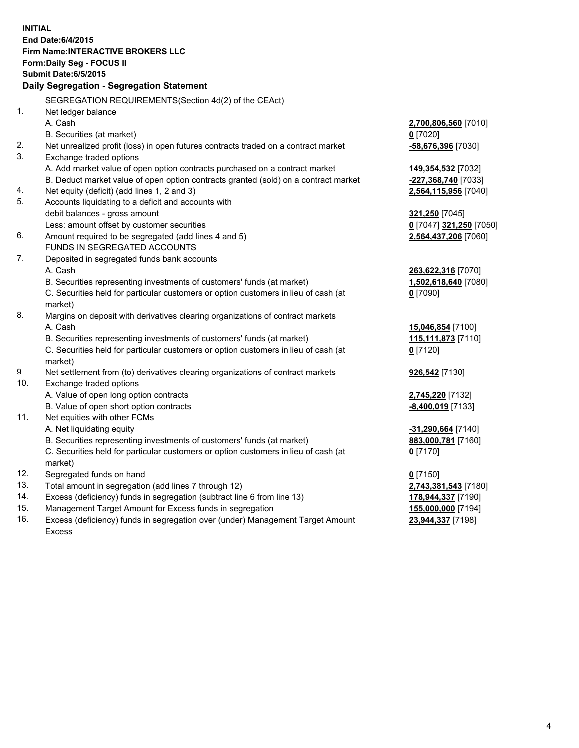**INITIAL**
**End Date:6/4/2015**
**Firm Name:INTERACTIVE BROKERS LLC**
**Form:Daily Seg - FOCUS II**
**Submit Date:6/5/2015**

### Daily Segregation - Segregation Statement

SEGREGATION REQUIREMENTS(Section 4d(2) of the CEAct)

| | | |
|---|---|---|
| 1. | Net ledger balance | |
| | A. Cash | **2,700,806,560** [7010] |
| | B. Securities (at market) | **0** [7020] |
| 2. | Net unrealized profit (loss) in open futures contracts traded on a contract market | **-58,676,396** [7030] |
| 3. | Exchange traded options | |
| | A. Add market value of open option contracts purchased on a contract market | **149,354,532** [7032] |
| | B. Deduct market value of open option contracts granted (sold) on a contract market | **-227,368,740** [7033] |
| 4. | Net equity (deficit) (add lines 1, 2 and 3) | **2,564,115,956** [7040] |
| 5. | Accounts liquidating to a deficit and accounts with | |
| | debit balances - gross amount | **321,250** [7045] |
| | Less: amount offset by customer securities | **0** [7047] **321,250** [7050] |
| 6. | Amount required to be segregated (add lines 4 and 5) | **2,564,437,206** [7060] |
| | FUNDS IN SEGREGATED ACCOUNTS | |
| 7. | Deposited in segregated funds bank accounts | |
| | A. Cash | **263,622,316** [7070] |
| | B. Securities representing investments of customers' funds (at market) | **1,502,618,640** [7080] |
| | C. Securities held for particular customers or option customers in lieu of cash (at market) | **0** [7090] |
| 8. | Margins on deposit with derivatives clearing organizations of contract markets | |
| | A. Cash | **15,046,854** [7100] |
| | B. Securities representing investments of customers' funds (at market) | **115,111,873** [7110] |
| | C. Securities held for particular customers or option customers in lieu of cash (at market) | **0** [7120] |
| 9. | Net settlement from (to) derivatives clearing organizations of contract markets | **926,542** [7130] |
| 10. | Exchange traded options | |
| | A. Value of open long option contracts | **2,745,220** [7132] |
| | B. Value of open short option contracts | **-8,400,019** [7133] |
| 11. | Net equities with other FCMs | |
| | A. Net liquidating equity | **-31,290,664** [7140] |
| | B. Securities representing investments of customers' funds (at market) | **883,000,781** [7160] |
| | C. Securities held for particular customers or option customers in lieu of cash (at market) | **0** [7170] |
| 12. | Segregated funds on hand | **0** [7150] |
| 13. | Total amount in segregation (add lines 7 through 12) | **2,743,381,543** [7180] |
| 14. | Excess (deficiency) funds in segregation (subtract line 6 from line 13) | **178,944,337** [7190] |
| 15. | Management Target Amount for Excess funds in segregation | **155,000,000** [7194] |
| 16. | Excess (deficiency) funds in segregation over (under) Management Target Amount Excess | **23,944,337** [7198] |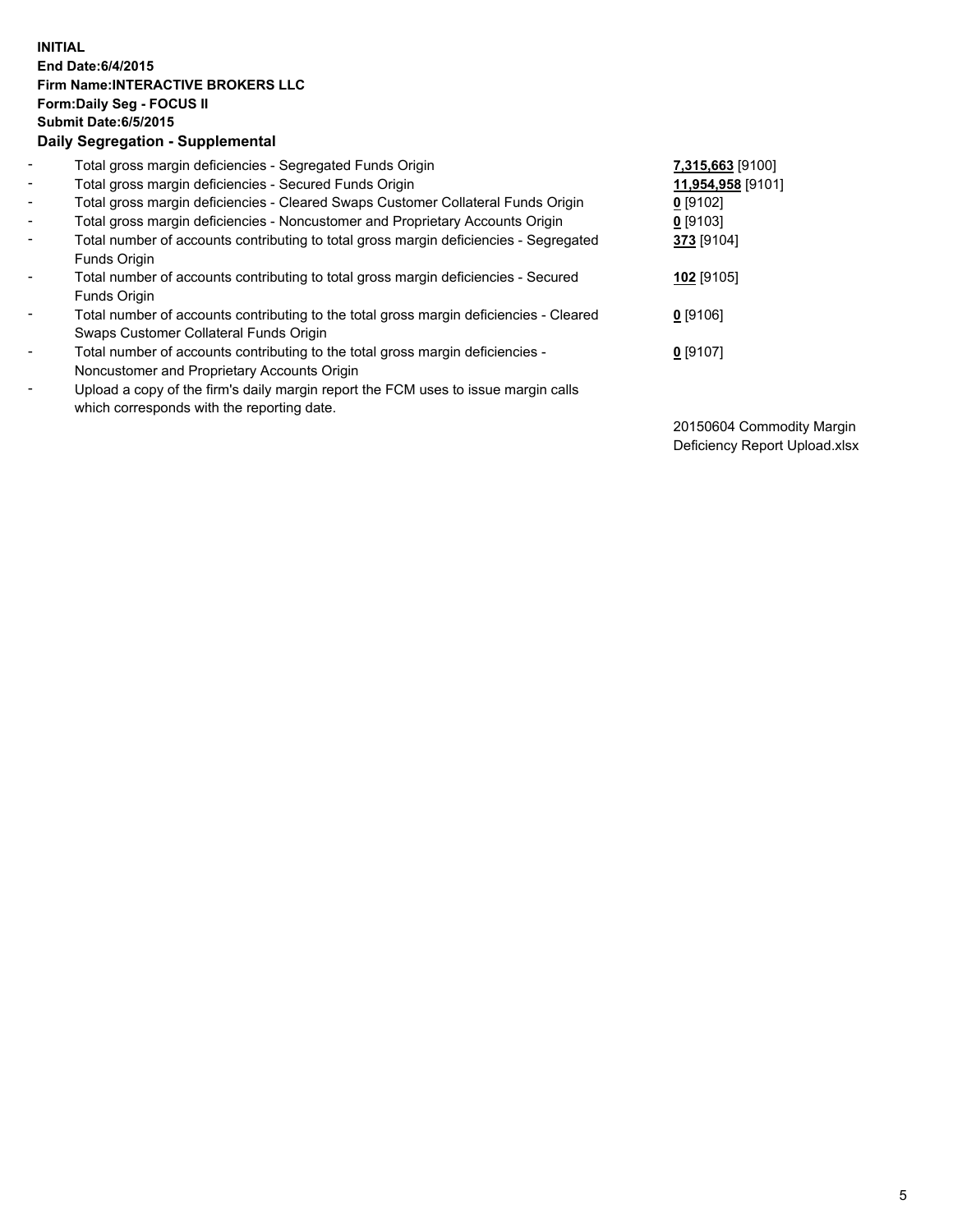**INITIAL**
**End Date:6/4/2015**
**Firm Name:INTERACTIVE BROKERS LLC**
**Form:Daily Seg - FOCUS II**
**Submit Date:6/5/2015**

### Daily Segregation - Supplemental

| | | |
|---|---|---|
| - | Total gross margin deficiencies - Segregated Funds Origin | **7,315,663** [9100] |
| - | Total gross margin deficiencies - Secured Funds Origin | **11,954,958** [9101] |
| - | Total gross margin deficiencies - Cleared Swaps Customer Collateral Funds Origin | **0** [9102] |
| - | Total gross margin deficiencies - Noncustomer and Proprietary Accounts Origin | **0** [9103] |
| - | Total number of accounts contributing to total gross margin deficiencies - Segregated Funds Origin | **373** [9104] |
| - | Total number of accounts contributing to total gross margin deficiencies - Secured Funds Origin | **102** [9105] |
| - | Total number of accounts contributing to the total gross margin deficiencies - Cleared Swaps Customer Collateral Funds Origin | **0** [9106] |
| - | Total number of accounts contributing to the total gross margin deficiencies - Noncustomer and Proprietary Accounts Origin | **0** [9107] |
| - | Upload a copy of the firm's daily margin report the FCM uses to issue margin calls which corresponds with the reporting date. | 20150604 Commodity Margin Deficiency Report Upload.xlsx |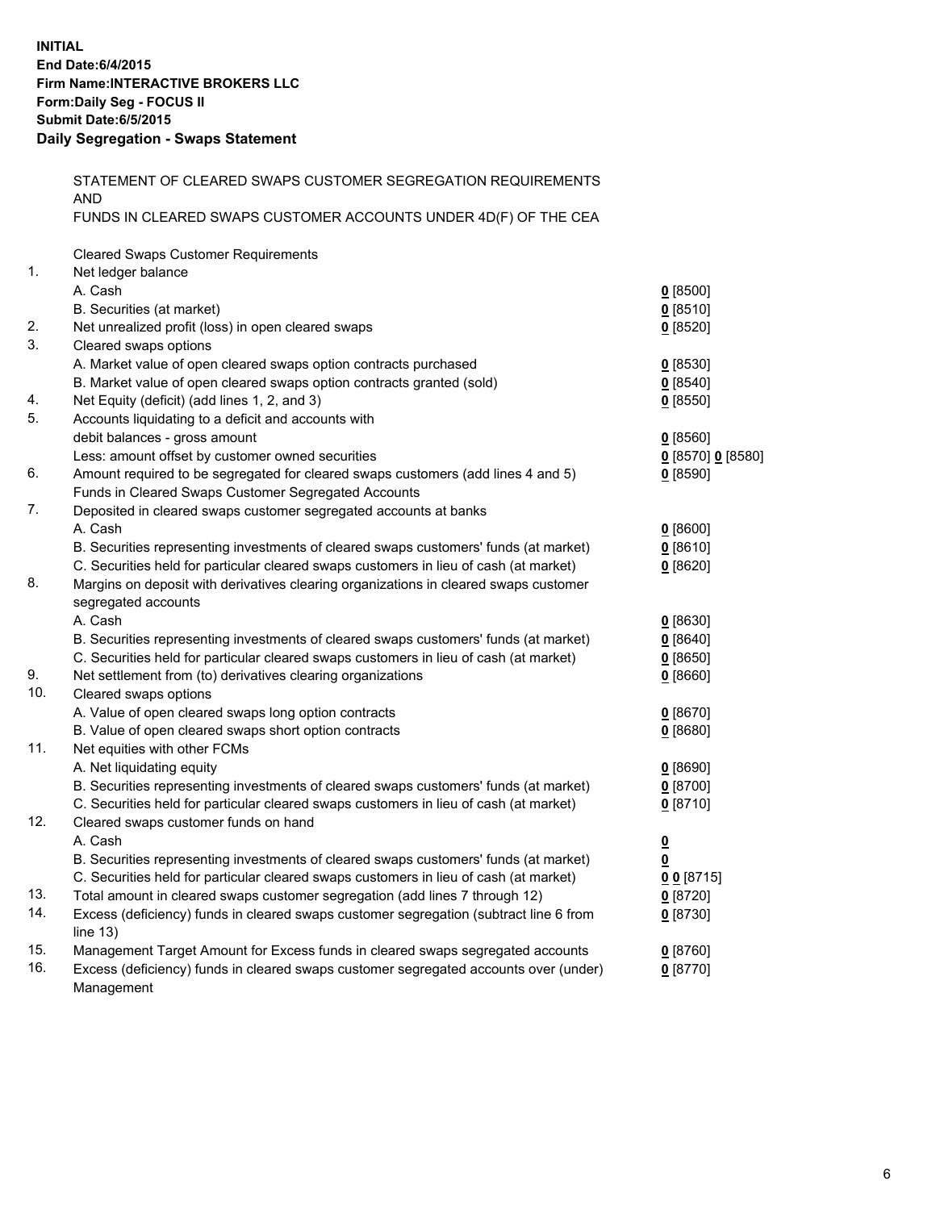**INITIAL**
**End Date:6/4/2015**
**Firm Name:INTERACTIVE BROKERS LLC**
**Form:Daily Seg - FOCUS II**
**Submit Date:6/5/2015**
**Daily Segregation - Swaps Statement**

STATEMENT OF CLEARED SWAPS CUSTOMER SEGREGATION REQUIREMENTS AND FUNDS IN CLEARED SWAPS CUSTOMER ACCOUNTS UNDER 4D(F) OF THE CEA

| | | |
|---|---|---|
| | Cleared Swaps Customer Requirements | |
| 1. | Net ledger balance | |
| | A. Cash | 0 [8500] |
| | B. Securities (at market) | 0 [8510] |
| 2. | Net unrealized profit (loss) in open cleared swaps | 0 [8520] |
| 3. | Cleared swaps options | |
| | A. Market value of open cleared swaps option contracts purchased | 0 [8530] |
| | B. Market value of open cleared swaps option contracts granted (sold) | 0 [8540] |
| 4. | Net Equity (deficit) (add lines 1, 2, and 3) | 0 [8550] |
| 5. | Accounts liquidating to a deficit and accounts with debit balances - gross amount | 0 [8560] |
| | Less: amount offset by customer owned securities | 0 [8570] 0 [8580] |
| 6. | Amount required to be segregated for cleared swaps customers (add lines 4 and 5) | 0 [8590] |
| | Funds in Cleared Swaps Customer Segregated Accounts | |
| 7. | Deposited in cleared swaps customer segregated accounts at banks | |
| | A. Cash | 0 [8600] |
| | B. Securities representing investments of cleared swaps customers' funds (at market) | 0 [8610] |
| | C. Securities held for particular cleared swaps customers in lieu of cash (at market) | 0 [8620] |
| 8. | Margins on deposit with derivatives clearing organizations in cleared swaps customer segregated accounts | |
| | A. Cash | 0 [8630] |
| | B. Securities representing investments of cleared swaps customers' funds (at market) | 0 [8640] |
| | C. Securities held for particular cleared swaps customers in lieu of cash (at market) | 0 [8650] |
| 9. | Net settlement from (to) derivatives clearing organizations | 0 [8660] |
| 10. | Cleared swaps options | |
| | A. Value of open cleared swaps long option contracts | 0 [8670] |
| | B. Value of open cleared swaps short option contracts | 0 [8680] |
| 11. | Net equities with other FCMs | |
| | A. Net liquidating equity | 0 [8690] |
| | B. Securities representing investments of cleared swaps customers' funds (at market) | 0 [8700] |
| | C. Securities held for particular cleared swaps customers in lieu of cash (at market) | 0 [8710] |
| 12. | Cleared swaps customer funds on hand | |
| | A. Cash | 0 |
| | B. Securities representing investments of cleared swaps customers' funds (at market) | 0 |
| | C. Securities held for particular cleared swaps customers in lieu of cash (at market) | 0 0 [8715] |
| 13. | Total amount in cleared swaps customer segregation (add lines 7 through 12) | 0 [8720] |
| 14. | Excess (deficiency) funds in cleared swaps customer segregation (subtract line 6 from line 13) | 0 [8730] |
| 15. | Management Target Amount for Excess funds in cleared swaps segregated accounts | 0 [8760] |
| 16. | Excess (deficiency) funds in cleared swaps customer segregated accounts over (under) Management | 0 [8770] |